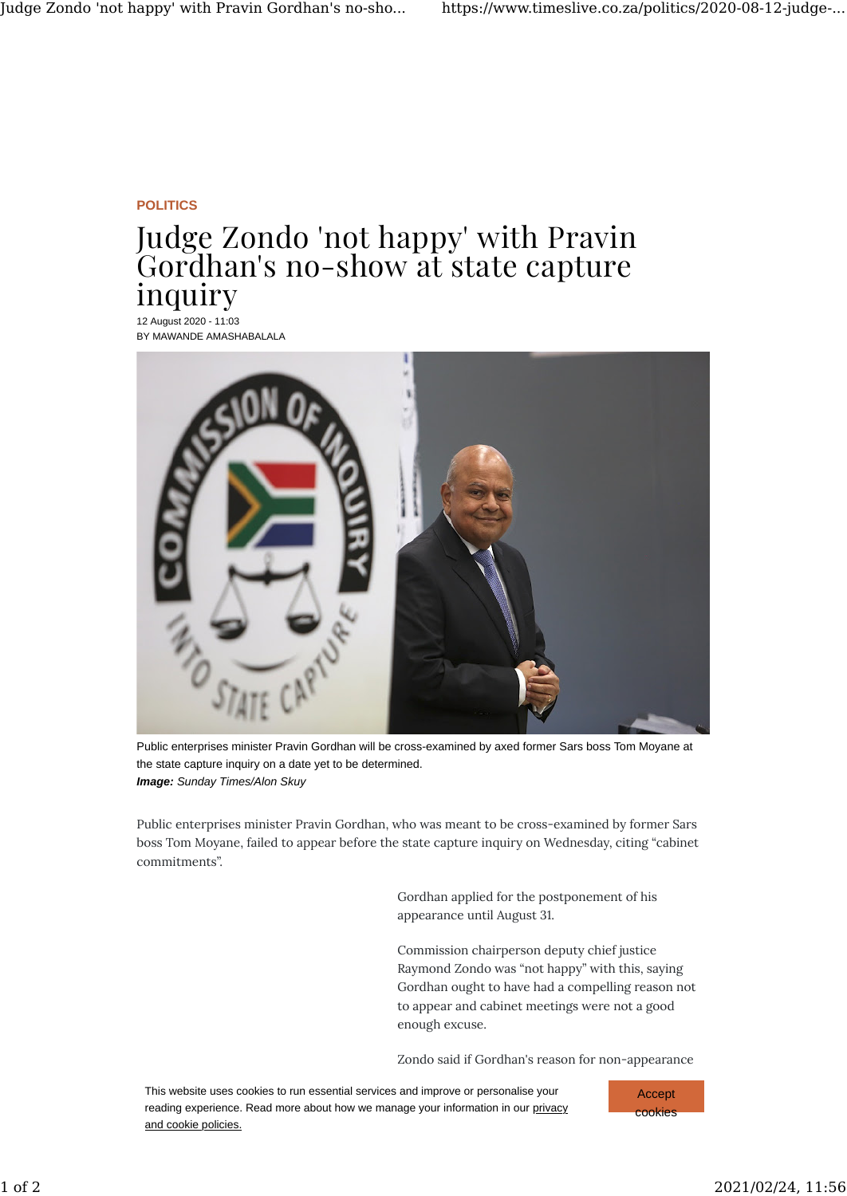POLITICS

# Judge Zondo 'not happy' with Pravin Gordhan's no-show at state capture inquiry

12 August 2020 - 11:03

BY MAWANDE AMASHABALALA

Public enterprises minister Pravin Gordhan will be cross-examined by axed former Sars boss Tom Moyane at the state capture inquiry on a date yet to be determined.

***Image:** Sunday Times/Alon Skuy*

Public enterprises minister Pravin Gordhan, who was meant to be cross-examined by former Sars boss Tom Moyane, failed to appear before the state capture inquiry on Wednesday, citing "cabinet commitments".

Gordhan applied for the postponement of his appearance until August 31.

Commission chairperson deputy chief justice Raymond Zondo was "not happy" with this, saying Gordhan ought to have had a compelling reason not to appear and cabinet meetings were not a good enough excuse.

Zondo said if Gordhan's reason for non-appearance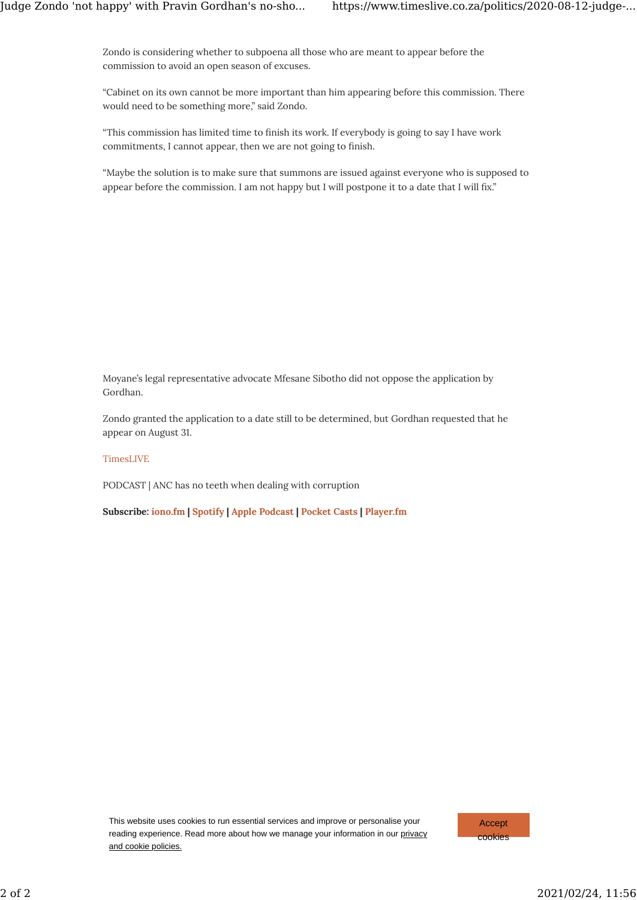Zondo is considering whether to subpoena all those who are meant to appear before the commission to avoid an open season of excuses.

"Cabinet on its own cannot be more important than him appearing before this commission. There would need to be something more," said Zondo.

"This commission has limited time to finish its work. If everybody is going to say I have work commitments, I cannot appear, then we are not going to finish.

"Maybe the solution is to make sure that summons are issued against everyone who is supposed to appear before the commission. I am not happy but I will postpone it to a date that I will fix."

Moyane's legal representative advocate Mfesane Sibotho did not oppose the application by Gordhan.

Zondo granted the application to a date still to be determined, but Gordhan requested that he appear on August 31.

TimesLIVE

PODCAST | ANC has no teeth when dealing with corruption

**Subscribe:** **iono.fm** | **Spotify** | **Apple Podcast** | **Pocket Casts** | **Player.fm**

This website uses cookies to run essential services and improve or personalise your reading experience. Read more about how we manage your information in our privacy and cookie policies.

Accept cookies